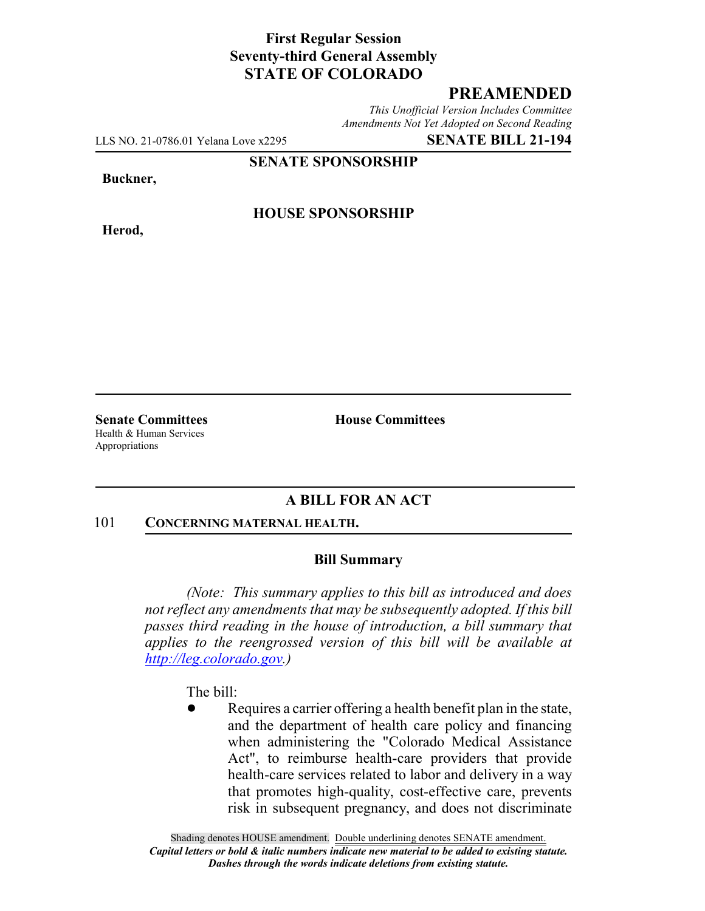**First Regular Session**
**Seventy-third General Assembly**
**STATE OF COLORADO**

## PREAMENDED

*This Unofficial Version Includes Committee Amendments Not Yet Adopted on Second Reading*

LLS NO. 21-0786.01 Yelana Love x2295 **SENATE BILL 21-194**

**SENATE SPONSORSHIP**

**Buckner,**

**HOUSE SPONSORSHIP**

**Herod,**

**Senate Committees**
Health & Human Services
Appropriations

**House Committees**

### A BILL FOR AN ACT

101 **CONCERNING MATERNAL HEALTH.**

### Bill Summary

*(Note: This summary applies to this bill as introduced and does not reflect any amendments that may be subsequently adopted. If this bill passes third reading in the house of introduction, a bill summary that applies to the reengrossed version of this bill will be available at http://leg.colorado.gov.)*

The bill:

- Requires a carrier offering a health benefit plan in the state, and the department of health care policy and financing when administering the "Colorado Medical Assistance Act", to reimburse health-care providers that provide health-care services related to labor and delivery in a way that promotes high-quality, cost-effective care, prevents risk in subsequent pregnancy, and does not discriminate

Shading denotes HOUSE amendment. Double underlining denotes SENATE amendment.
***Capital letters or bold & italic numbers indicate new material to be added to existing statute.***
***Dashes through the words indicate deletions from existing statute.***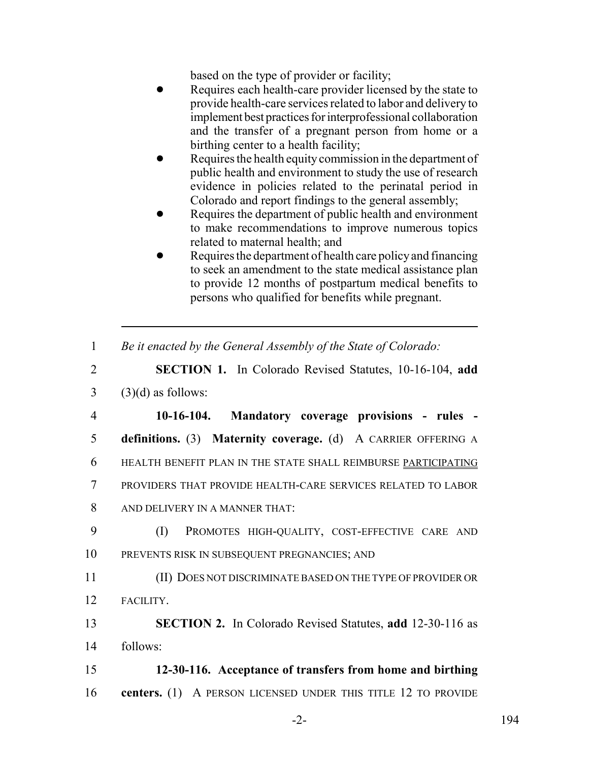based on the type of provider or facility;

- Requires each health-care provider licensed by the state to provide health-care services related to labor and delivery to implement best practices for interprofessional collaboration and the transfer of a pregnant person from home or a birthing center to a health facility;
- Requires the health equity commission in the department of public health and environment to study the use of research evidence in policies related to the perinatal period in Colorado and report findings to the general assembly;
- Requires the department of public health and environment to make recommendations to improve numerous topics related to maternal health; and
- Requires the department of health care policy and financing to seek an amendment to the state medical assistance plan to provide 12 months of postpartum medical benefits to persons who qualified for benefits while pregnant.

---

1 *Be it enacted by the General Assembly of the State of Colorado:*

2 **SECTION 1.** In Colorado Revised Statutes, 10-16-104, **add**
3 (3)(d) as follows:

4 **10-16-104. Mandatory coverage provisions - rules -**
5 **definitions.** (3) **Maternity coverage.** (d) A CARRIER OFFERING A
6 HEALTH BENEFIT PLAN IN THE STATE SHALL REIMBURSE PARTICIPATING
7 PROVIDERS THAT PROVIDE HEALTH-CARE SERVICES RELATED TO LABOR
8 AND DELIVERY IN A MANNER THAT:

9 (I) PROMOTES HIGH-QUALITY, COST-EFFECTIVE CARE AND
10 PREVENTS RISK IN SUBSEQUENT PREGNANCIES; AND

11 (II) DOES NOT DISCRIMINATE BASED ON THE TYPE OF PROVIDER OR
12 FACILITY.

13 **SECTION 2.** In Colorado Revised Statutes, **add** 12-30-116 as
14 follows:

15 **12-30-116. Acceptance of transfers from home and birthing**
16 **centers.** (1) A PERSON LICENSED UNDER THIS TITLE 12 TO PROVIDE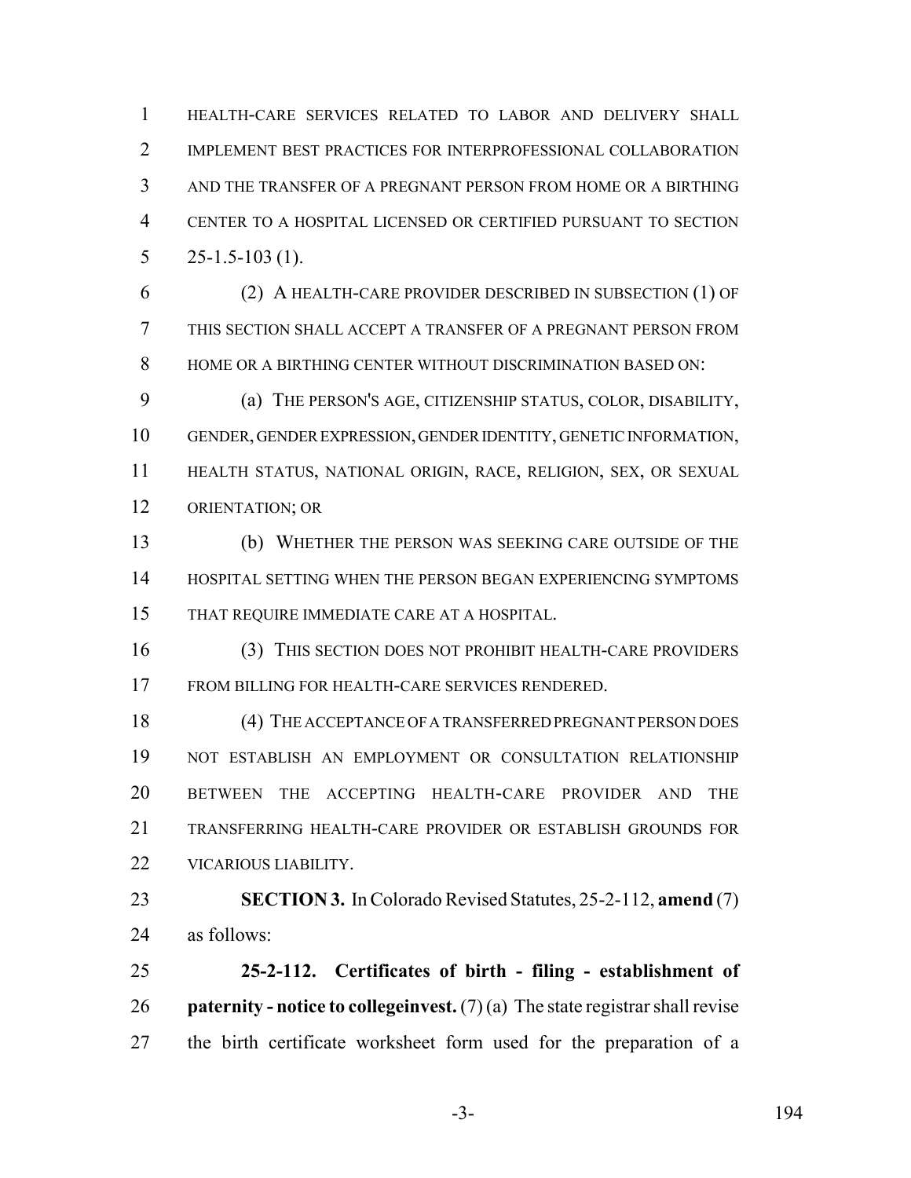HEALTH-CARE SERVICES RELATED TO LABOR AND DELIVERY SHALL IMPLEMENT BEST PRACTICES FOR INTERPROFESSIONAL COLLABORATION AND THE TRANSFER OF A PREGNANT PERSON FROM HOME OR A BIRTHING CENTER TO A HOSPITAL LICENSED OR CERTIFIED PURSUANT TO SECTION 25-1.5-103 (1).

(2) A HEALTH-CARE PROVIDER DESCRIBED IN SUBSECTION (1) OF THIS SECTION SHALL ACCEPT A TRANSFER OF A PREGNANT PERSON FROM HOME OR A BIRTHING CENTER WITHOUT DISCRIMINATION BASED ON:

(a) THE PERSON'S AGE, CITIZENSHIP STATUS, COLOR, DISABILITY, GENDER, GENDER EXPRESSION, GENDER IDENTITY, GENETIC INFORMATION, HEALTH STATUS, NATIONAL ORIGIN, RACE, RELIGION, SEX, OR SEXUAL ORIENTATION; OR

(b) WHETHER THE PERSON WAS SEEKING CARE OUTSIDE OF THE HOSPITAL SETTING WHEN THE PERSON BEGAN EXPERIENCING SYMPTOMS THAT REQUIRE IMMEDIATE CARE AT A HOSPITAL.

(3) THIS SECTION DOES NOT PROHIBIT HEALTH-CARE PROVIDERS FROM BILLING FOR HEALTH-CARE SERVICES RENDERED.

(4) THE ACCEPTANCE OF A TRANSFERRED PREGNANT PERSON DOES NOT ESTABLISH AN EMPLOYMENT OR CONSULTATION RELATIONSHIP BETWEEN THE ACCEPTING HEALTH-CARE PROVIDER AND THE TRANSFERRING HEALTH-CARE PROVIDER OR ESTABLISH GROUNDS FOR VICARIOUS LIABILITY.

**SECTION 3.** In Colorado Revised Statutes, 25-2-112, **amend** (7) as follows:

**25-2-112. Certificates of birth - filing - establishment of paternity - notice to collegeinvest.** (7) (a) The state registrar shall revise the birth certificate worksheet form used for the preparation of a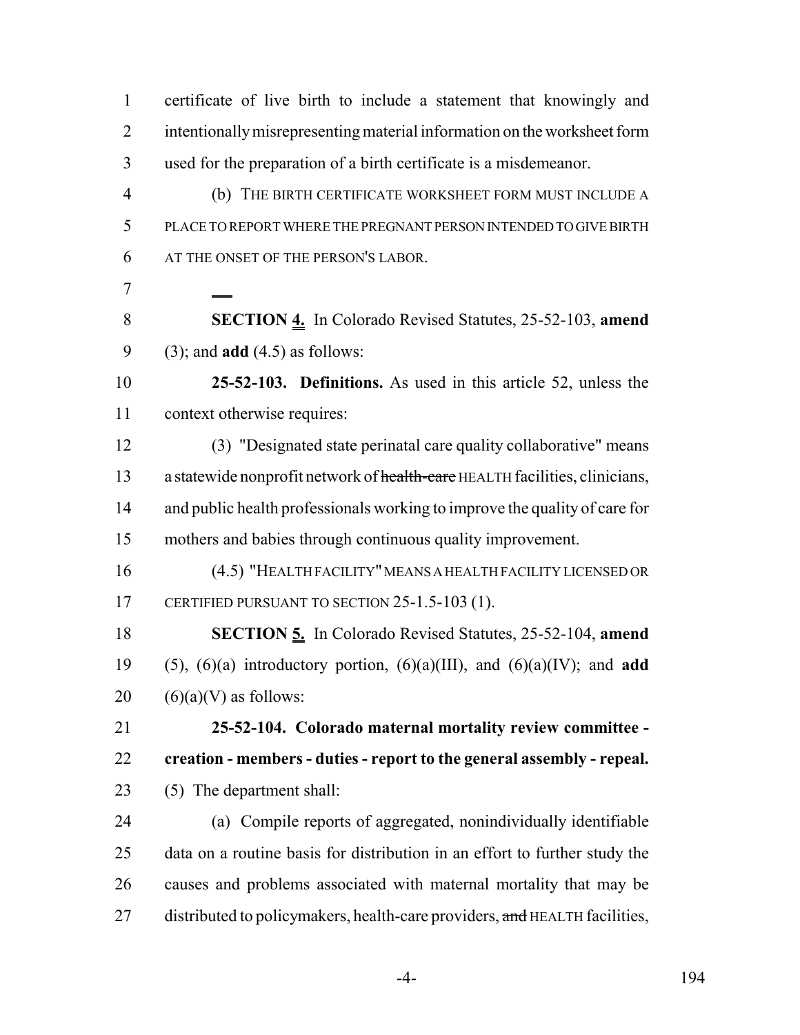certificate of live birth to include a statement that knowingly and intentionally misrepresenting material information on the worksheet form used for the preparation of a birth certificate is a misdemeanor.

(b) THE BIRTH CERTIFICATE WORKSHEET FORM MUST INCLUDE A PLACE TO REPORT WHERE THE PREGNANT PERSON INTENDED TO GIVE BIRTH AT THE ONSET OF THE PERSON'S LABOR.

**SECTION 4.** In Colorado Revised Statutes, 25-52-103, **amend** (3); and **add** (4.5) as follows:

**25-52-103. Definitions.** As used in this article 52, unless the context otherwise requires:

(3) "Designated state perinatal care quality collaborative" means a statewide nonprofit network of ~~health-care~~ HEALTH facilities, clinicians, and public health professionals working to improve the quality of care for mothers and babies through continuous quality improvement.

(4.5) "HEALTH FACILITY" MEANS A HEALTH FACILITY LICENSED OR CERTIFIED PURSUANT TO SECTION 25-1.5-103 (1).

**SECTION 5.** In Colorado Revised Statutes, 25-52-104, **amend** (5), (6)(a) introductory portion, (6)(a)(III), and (6)(a)(IV); and **add** (6)(a)(V) as follows:

**25-52-104. Colorado maternal mortality review committee - creation - members - duties - report to the general assembly - repeal.** (5) The department shall:

(a) Compile reports of aggregated, nonindividually identifiable data on a routine basis for distribution in an effort to further study the causes and problems associated with maternal mortality that may be distributed to policymakers, health-care providers, ~~and~~ HEALTH facilities,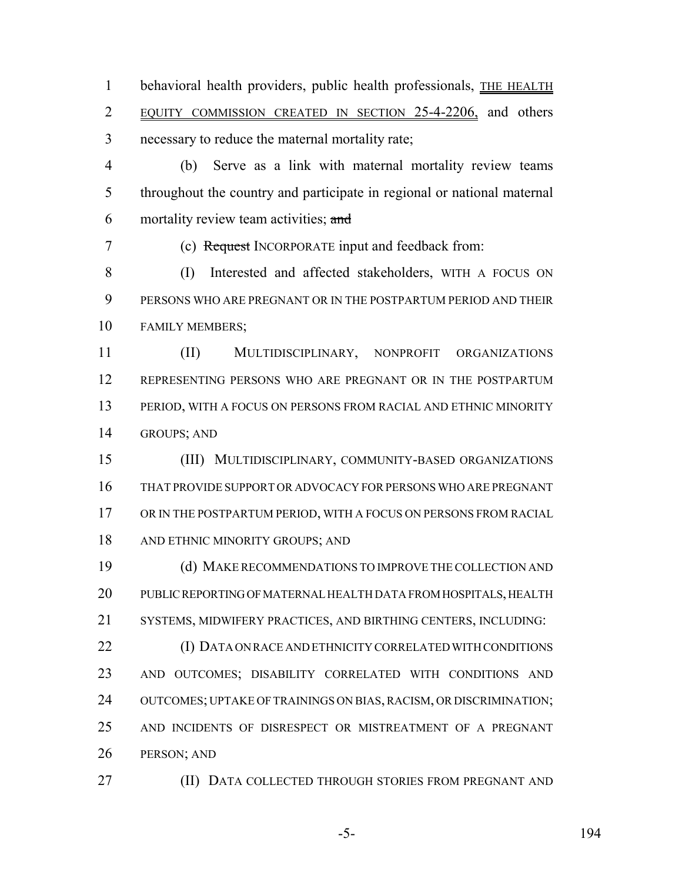behavioral health providers, public health professionals, THE HEALTH EQUITY COMMISSION CREATED IN SECTION 25-4-2206, and others necessary to reduce the maternal mortality rate;

(b) Serve as a link with maternal mortality review teams throughout the country and participate in regional or national maternal mortality review team activities; ~~and~~

(c) ~~Request~~ INCORPORATE input and feedback from:

(I) Interested and affected stakeholders, WITH A FOCUS ON PERSONS WHO ARE PREGNANT OR IN THE POSTPARTUM PERIOD AND THEIR FAMILY MEMBERS;

(II) MULTIDISCIPLINARY, NONPROFIT ORGANIZATIONS REPRESENTING PERSONS WHO ARE PREGNANT OR IN THE POSTPARTUM PERIOD, WITH A FOCUS ON PERSONS FROM RACIAL AND ETHNIC MINORITY GROUPS; AND

(III) MULTIDISCIPLINARY, COMMUNITY-BASED ORGANIZATIONS THAT PROVIDE SUPPORT OR ADVOCACY FOR PERSONS WHO ARE PREGNANT OR IN THE POSTPARTUM PERIOD, WITH A FOCUS ON PERSONS FROM RACIAL AND ETHNIC MINORITY GROUPS; AND

(d) MAKE RECOMMENDATIONS TO IMPROVE THE COLLECTION AND PUBLIC REPORTING OF MATERNAL HEALTH DATA FROM HOSPITALS, HEALTH SYSTEMS, MIDWIFERY PRACTICES, AND BIRTHING CENTERS, INCLUDING:

(I) DATA ON RACE AND ETHNICITY CORRELATED WITH CONDITIONS AND OUTCOMES; DISABILITY CORRELATED WITH CONDITIONS AND OUTCOMES; UPTAKE OF TRAININGS ON BIAS, RACISM, OR DISCRIMINATION; AND INCIDENTS OF DISRESPECT OR MISTREATMENT OF A PREGNANT PERSON; AND

(II) DATA COLLECTED THROUGH STORIES FROM PREGNANT AND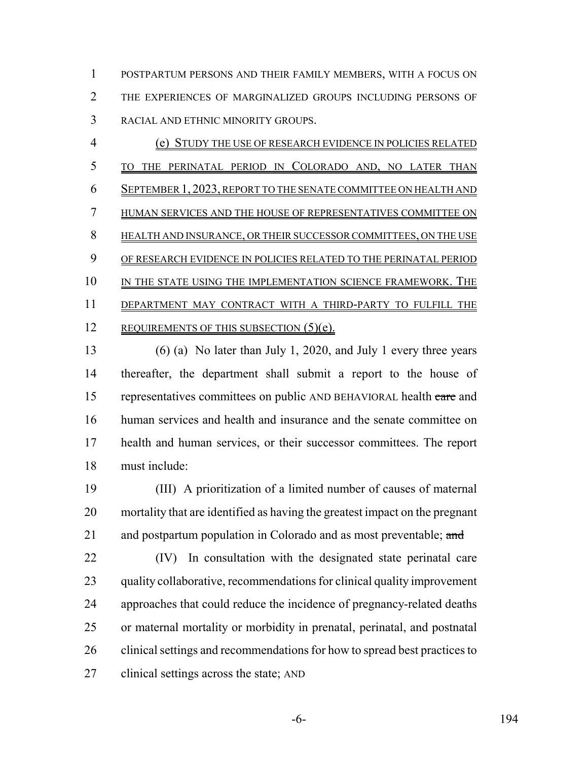POSTPARTUM PERSONS AND THEIR FAMILY MEMBERS, WITH A FOCUS ON THE EXPERIENCES OF MARGINALIZED GROUPS INCLUDING PERSONS OF RACIAL AND ETHNIC MINORITY GROUPS.

(e) STUDY THE USE OF RESEARCH EVIDENCE IN POLICIES RELATED TO THE PERINATAL PERIOD IN COLORADO AND, NO LATER THAN SEPTEMBER 1, 2023, REPORT TO THE SENATE COMMITTEE ON HEALTH AND HUMAN SERVICES AND THE HOUSE OF REPRESENTATIVES COMMITTEE ON HEALTH AND INSURANCE, OR THEIR SUCCESSOR COMMITTEES, ON THE USE OF RESEARCH EVIDENCE IN POLICIES RELATED TO THE PERINATAL PERIOD IN THE STATE USING THE IMPLEMENTATION SCIENCE FRAMEWORK. THE DEPARTMENT MAY CONTRACT WITH A THIRD-PARTY TO FULFILL THE REQUIREMENTS OF THIS SUBSECTION (5)(e).

(6) (a) No later than July 1, 2020, and July 1 every three years thereafter, the department shall submit a report to the house of representatives committees on public AND BEHAVIORAL health ~~care~~ and human services and health and insurance and the senate committee on health and human services, or their successor committees. The report must include:

(III) A prioritization of a limited number of causes of maternal mortality that are identified as having the greatest impact on the pregnant and postpartum population in Colorado and as most preventable; ~~and~~

(IV) In consultation with the designated state perinatal care quality collaborative, recommendations for clinical quality improvement approaches that could reduce the incidence of pregnancy-related deaths or maternal mortality or morbidity in prenatal, perinatal, and postnatal clinical settings and recommendations for how to spread best practices to clinical settings across the state; AND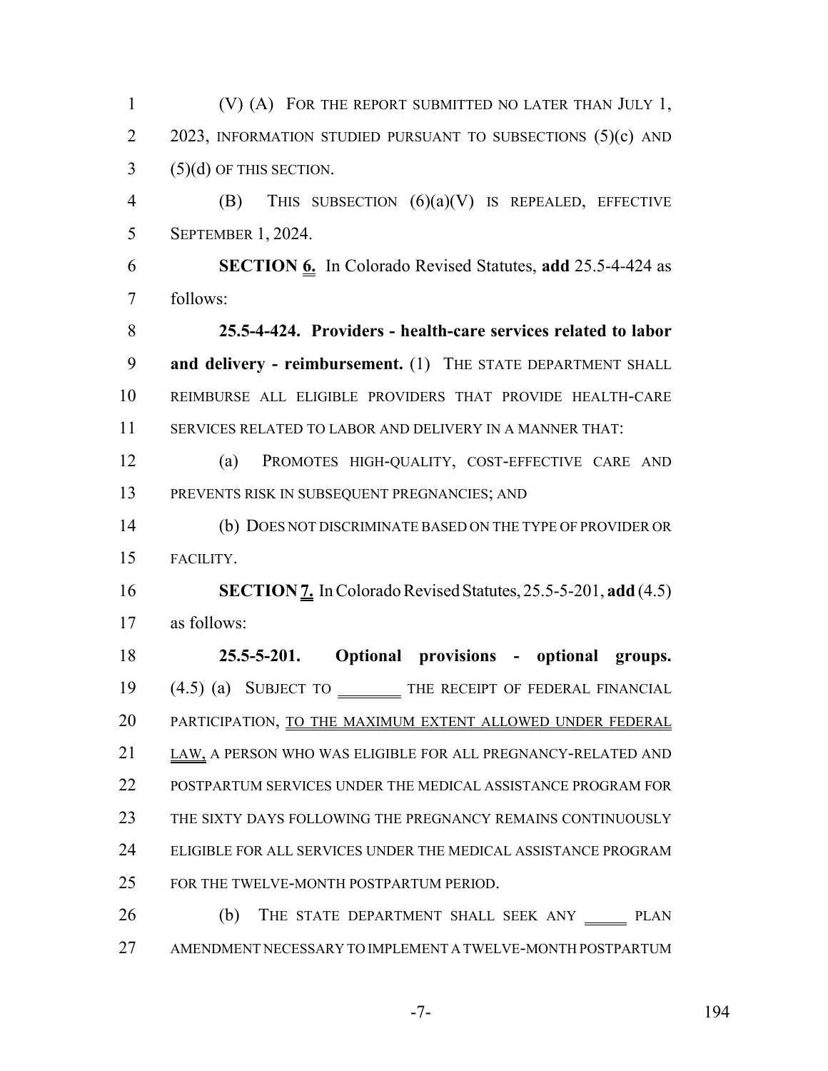(V) (A) FOR THE REPORT SUBMITTED NO LATER THAN JULY 1, 2023, INFORMATION STUDIED PURSUANT TO SUBSECTIONS (5)(c) AND (5)(d) OF THIS SECTION.

(B) THIS SUBSECTION (6)(a)(V) IS REPEALED, EFFECTIVE SEPTEMBER 1, 2024.

**SECTION 6.** In Colorado Revised Statutes, **add** 25.5-4-424 as follows:

**25.5-4-424. Providers - health-care services related to labor and delivery - reimbursement.** (1) THE STATE DEPARTMENT SHALL REIMBURSE ALL ELIGIBLE PROVIDERS THAT PROVIDE HEALTH-CARE SERVICES RELATED TO LABOR AND DELIVERY IN A MANNER THAT:

(a) PROMOTES HIGH-QUALITY, COST-EFFECTIVE CARE AND PREVENTS RISK IN SUBSEQUENT PREGNANCIES; AND

(b) DOES NOT DISCRIMINATE BASED ON THE TYPE OF PROVIDER OR FACILITY.

**SECTION 7.** In Colorado Revised Statutes, 25.5-5-201, **add** (4.5) as follows:

**25.5-5-201. Optional provisions - optional groups.** (4.5) (a) SUBJECT TO ________ THE RECEIPT OF FEDERAL FINANCIAL PARTICIPATION, TO THE MAXIMUM EXTENT ALLOWED UNDER FEDERAL LAW, A PERSON WHO WAS ELIGIBLE FOR ALL PREGNANCY-RELATED AND POSTPARTUM SERVICES UNDER THE MEDICAL ASSISTANCE PROGRAM FOR THE SIXTY DAYS FOLLOWING THE PREGNANCY REMAINS CONTINUOUSLY ELIGIBLE FOR ALL SERVICES UNDER THE MEDICAL ASSISTANCE PROGRAM FOR THE TWELVE-MONTH POSTPARTUM PERIOD.

(b) THE STATE DEPARTMENT SHALL SEEK ANY _____ PLAN AMENDMENT NECESSARY TO IMPLEMENT A TWELVE-MONTH POSTPARTUM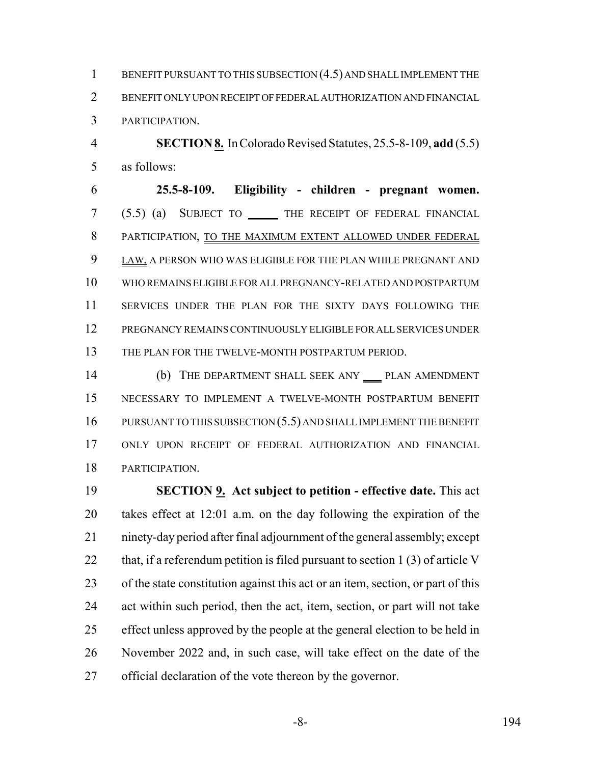BENEFIT PURSUANT TO THIS SUBSECTION (4.5) AND SHALL IMPLEMENT THE BENEFIT ONLY UPON RECEIPT OF FEDERAL AUTHORIZATION AND FINANCIAL PARTICIPATION.

**SECTION 8.** In Colorado Revised Statutes, 25.5-8-109, **add** (5.5) as follows:

**25.5-8-109. Eligibility - children - pregnant women.** (5.5) (a) SUBJECT TO ______ THE RECEIPT OF FEDERAL FINANCIAL PARTICIPATION, TO THE MAXIMUM EXTENT ALLOWED UNDER FEDERAL LAW, A PERSON WHO WAS ELIGIBLE FOR THE PLAN WHILE PREGNANT AND WHO REMAINS ELIGIBLE FOR ALL PREGNANCY-RELATED AND POSTPARTUM SERVICES UNDER THE PLAN FOR THE SIXTY DAYS FOLLOWING THE PREGNANCY REMAINS CONTINUOUSLY ELIGIBLE FOR ALL SERVICES UNDER THE PLAN FOR THE TWELVE-MONTH POSTPARTUM PERIOD.

(b) THE DEPARTMENT SHALL SEEK ANY ___ PLAN AMENDMENT NECESSARY TO IMPLEMENT A TWELVE-MONTH POSTPARTUM BENEFIT PURSUANT TO THIS SUBSECTION (5.5) AND SHALL IMPLEMENT THE BENEFIT ONLY UPON RECEIPT OF FEDERAL AUTHORIZATION AND FINANCIAL PARTICIPATION.

**SECTION 9. Act subject to petition - effective date.** This act takes effect at 12:01 a.m. on the day following the expiration of the ninety-day period after final adjournment of the general assembly; except that, if a referendum petition is filed pursuant to section 1 (3) of article V of the state constitution against this act or an item, section, or part of this act within such period, then the act, item, section, or part will not take effect unless approved by the people at the general election to be held in November 2022 and, in such case, will take effect on the date of the official declaration of the vote thereon by the governor.